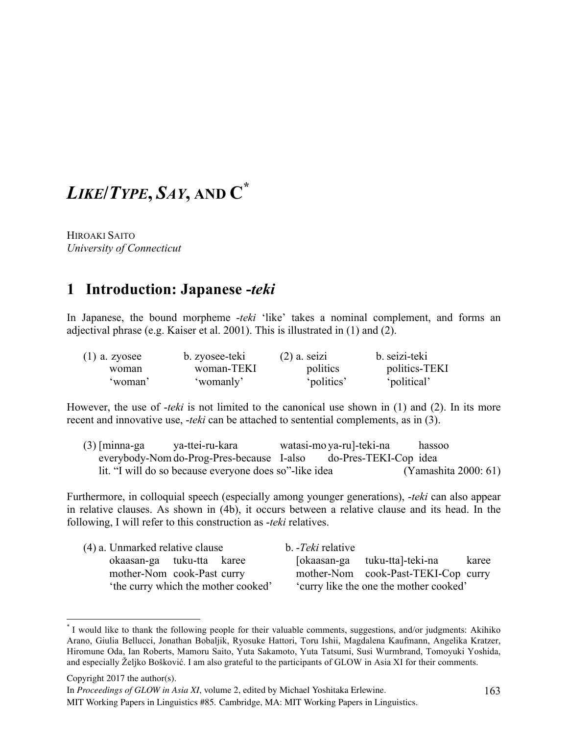# *LIKE*/*TYPE*, *SAY*, AND C[*]

HIROAKI SAITO
*University of Connecticut*

## 1 Introduction: Japanese *-teki*

In Japanese, the bound morpheme *-teki* 'like' takes a nominal complement, and forms an adjectival phrase (e.g. Kaiser et al. 2001). This is illustrated in (1) and (2).

```
(1) a. zyosee      b. zyosee-teki      (2) a. seizi       b. seizi-teki
       woman          woman-TEKI              politics       politics-TEKI
       'woman'        'womanly'               'politics'     'political'
```

However, the use of *-teki* is not limited to the canonical use shown in (1) and (2). In its more recent and innovative use, *-teki* can be attached to sentential complements, as in (3).

```
(3) [minna-ga        ya-ttei-ru-kara           watasi-mo ya-ru]-teki-na       hassoo
    everybody-Nom    do-Prog-Pres-because      I-also    do-Pres-TEKI-Cop    idea
    lit. "I will do so because everyone does so"-like idea              (Yamashita 2000: 61)
```

Furthermore, in colloquial speech (especially among younger generations), *-teki* can also appear in relative clauses. As shown in (4b), it occurs between a relative clause and its head. In the following, I will refer to this construction as *-teki* relatives.

```
(4) a. Unmarked relative clause              b. -Teki relative
       okaasan-ga   tuku-tta   karee             [okaasan-ga   tuku-tta]-teki-na      karee
       mother-Nom   cook-Past  curry             mother-Nom    cook-Past-TEKI-Cop    curry
       'the curry which the mother cooked'       'curry like the one the mother cooked'
```

---

[*] I would like to thank the following people for their valuable comments, suggestions, and/or judgments: Akihiko Arano, Giulia Bellucci, Jonathan Bobaljik, Ryosuke Hattori, Toru Ishii, Magdalena Kaufmann, Angelika Kratzer, Hiromune Oda, Ian Roberts, Mamoru Saito, Yuta Sakamoto, Yuta Tatsumi, Susi Wurmbrand, Tomoyuki Yoshida, and especially Željko Bošković. I am also grateful to the participants of GLOW in Asia XI for their comments.

Copyright 2017 the author(s).
In *Proceedings of GLOW in Asia XI*, volume 2, edited by Michael Yoshitaka Erlewine.
MIT Working Papers in Linguistics #85. Cambridge, MA: MIT Working Papers in Linguistics.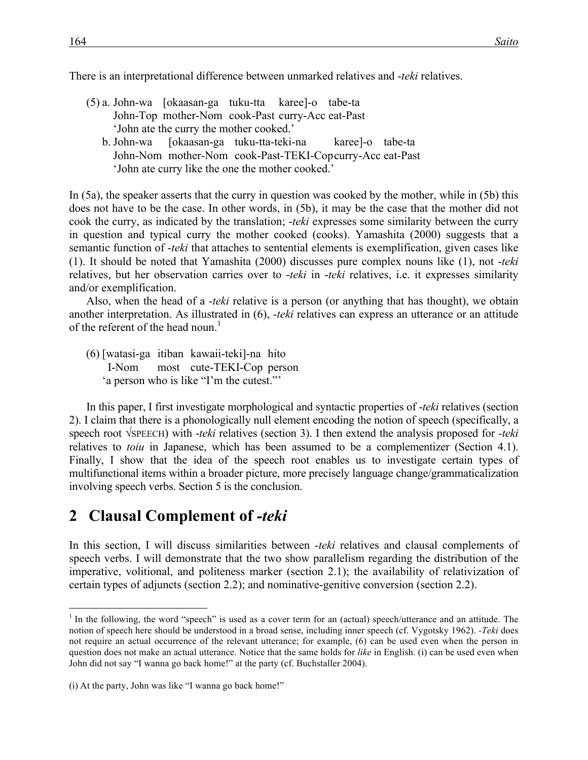There is an interpretational difference between unmarked relatives and -*teki* relatives.

(5) a. John-wa [okaasan-ga tuku-tta karee]-o tabe-ta
    John-Top mother-Nom cook-Past curry-Acc eat-Past
    'John ate the curry the mother cooked.'
  b. John-wa [okaasan-ga tuku-tta-teki-na karee]-o tabe-ta
    John-Nom mother-Nom cook-Past-TEKI-Cop curry-Acc eat-Past
    'John ate curry like the one the mother cooked.'

In (5a), the speaker asserts that the curry in question was cooked by the mother, while in (5b) this does not have to be the case. In other words, in (5b), it may be the case that the mother did not cook the curry, as indicated by the translation; -*teki* expresses some similarity between the curry in question and typical curry the mother cooked (cooks). Yamashita (2000) suggests that a semantic function of -*teki* that attaches to sentential elements is exemplification, given cases like (1). It should be noted that Yamashita (2000) discusses pure complex nouns like (1), not -*teki* relatives, but her observation carries over to -*teki* in -*teki* relatives, i.e. it expresses similarity and/or exemplification.

Also, when the head of a -*teki* relative is a person (or anything that has thought), we obtain another interpretation. As illustrated in (6), -*teki* relatives can express an utterance or an attitude of the referent of the head noun.[1]

(6) [watasi-ga itiban kawaii-teki]-na hito
  I-Nom most cute-TEKI-Cop person
  'a person who is like "I'm the cutest."'

In this paper, I first investigate morphological and syntactic properties of -*teki* relatives (section 2). I claim that there is a phonologically null element encoding the notion of speech (specifically, a speech root √SPEECH) with -*teki* relatives (section 3). I then extend the analysis proposed for -*teki* relatives to *toiu* in Japanese, which has been assumed to be a complementizer (Section 4.1). Finally, I show that the idea of the speech root enables us to investigate certain types of multifunctional items within a broader picture, more precisely language change/grammaticalization involving speech verbs. Section 5 is the conclusion.

## 2 Clausal Complement of -*teki*

In this section, I will discuss similarities between -*teki* relatives and clausal complements of speech verbs. I will demonstrate that the two show parallelism regarding the distribution of the imperative, volitional, and politeness marker (section 2.1); the availability of relativization of certain types of adjuncts (section 2.2); and nominative-genitive conversion (section 2.2).

---

[1] In the following, the word "speech" is used as a cover term for an (actual) speech/utterance and an attitude. The notion of speech here should be understood in a broad sense, including inner speech (cf. Vygotsky 1962). -*Teki* does not require an actual occurrence of the relevant utterance; for example, (6) can be used even when the person in question does not make an actual utterance. Notice that the same holds for *like* in English. (i) can be used even when John did not say "I wanna go back home!" at the party (cf. Buchstaller 2004).

(i) At the party, John was like "I wanna go back home!"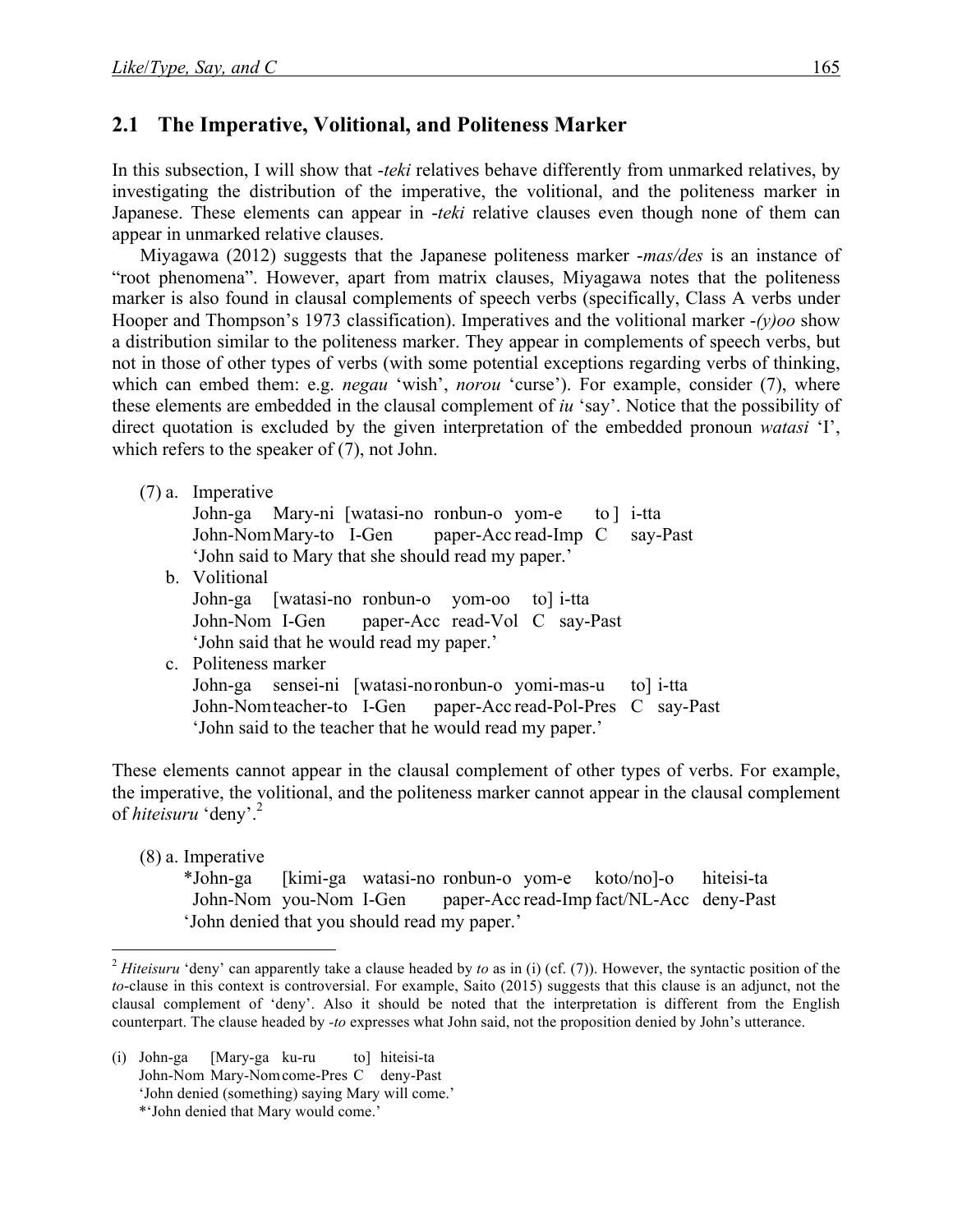## 2.1 The Imperative, Volitional, and Politeness Marker

In this subsection, I will show that *-teki* relatives behave differently from unmarked relatives, by investigating the distribution of the imperative, the volitional, and the politeness marker in Japanese. These elements can appear in *-teki* relative clauses even though none of them can appear in unmarked relative clauses.

Miyagawa (2012) suggests that the Japanese politeness marker *-mas/des* is an instance of "root phenomena". However, apart from matrix clauses, Miyagawa notes that the politeness marker is also found in clausal complements of speech verbs (specifically, Class A verbs under Hooper and Thompson's 1973 classification). Imperatives and the volitional marker *-(y)oo* show a distribution similar to the politeness marker. They appear in complements of speech verbs, but not in those of other types of verbs (with some potential exceptions regarding verbs of thinking, which can embed them: e.g. *negau* 'wish', *norou* 'curse'). For example, consider (7), where these elements are embedded in the clausal complement of *iu* 'say'. Notice that the possibility of direct quotation is excluded by the given interpretation of the embedded pronoun *watasi* 'I', which refers to the speaker of (7), not John.

(7) a. Imperative
John-ga Mary-ni [watasi-no ronbun-o yom-e to ] i-tta
John-Nom Mary-to I-Gen paper-Acc read-Imp C say-Past
'John said to Mary that she should read my paper.'

b. Volitional
John-ga [watasi-no ronbun-o yom-oo to] i-tta
John-Nom I-Gen paper-Acc read-Vol C say-Past
'John said that he would read my paper.'

c. Politeness marker
John-ga sensei-ni [watasi-no ronbun-o yomi-mas-u to] i-tta
John-Nom teacher-to I-Gen paper-Acc read-Pol-Pres C say-Past
'John said to the teacher that he would read my paper.'

These elements cannot appear in the clausal complement of other types of verbs. For example, the imperative, the volitional, and the politeness marker cannot appear in the clausal complement of *hiteisuru* 'deny'.[2]

(8) a. Imperative
*John-ga [kimi-ga watasi-no ronbun-o yom-e koto/no]-o hiteisi-ta
John-Nom you-Nom I-Gen paper-Acc read-Imp fact/NL-Acc deny-Past
'John denied that you should read my paper.'

---

[2] *Hiteisuru* 'deny' can apparently take a clause headed by *to* as in (i) (cf. (7)). However, the syntactic position of the *to*-clause in this context is controversial. For example, Saito (2015) suggests that this clause is an adjunct, not the clausal complement of 'deny'. Also it should be noted that the interpretation is different from the English counterpart. The clause headed by *-to* expresses what John said, not the proposition denied by John's utterance.

(i) John-ga [Mary-ga ku-ru to] hiteisi-ta
John-Nom Mary-Nom come-Pres C deny-Past
'John denied (something) saying Mary will come.'
*'John denied that Mary would come.'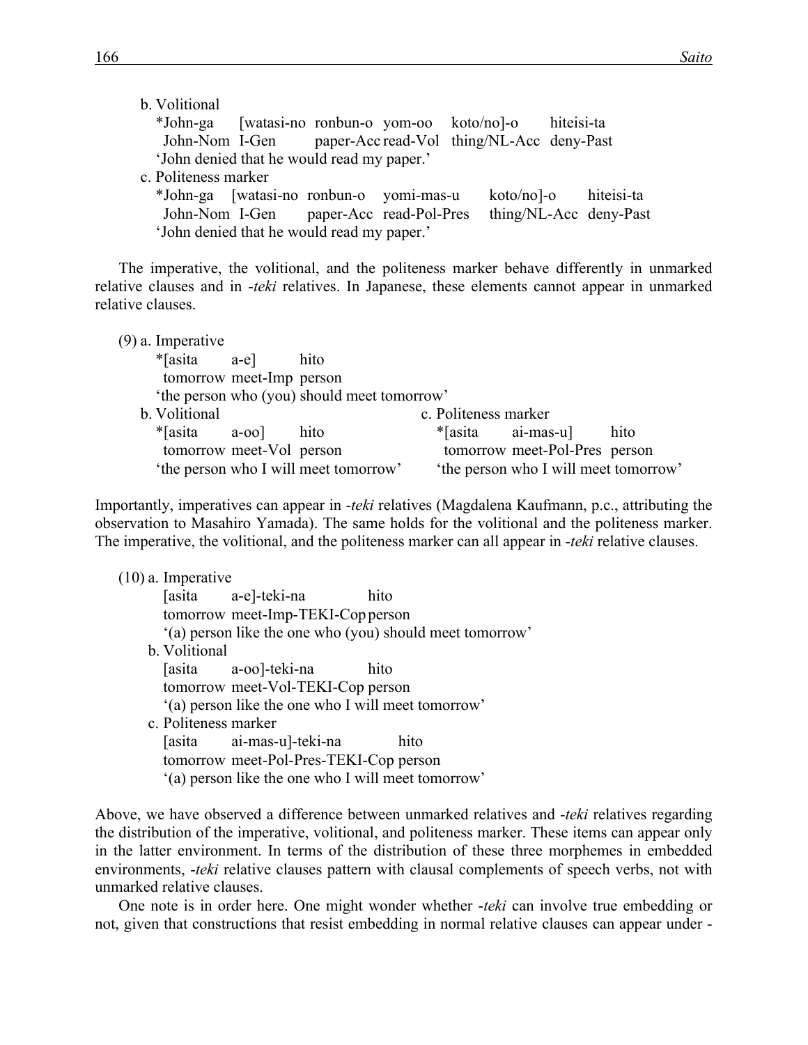b. Volitional

```
*John-ga     [watasi-no  ronbun-o  yom-oo     koto/no]-o      hiteisi-ta
 John-Nom   I-Gen        paper-Acc read-Vol   thing/NL-Acc   deny-Past
'John denied that he would read my paper.'
```

c. Politeness marker

```
*John-ga    [watasi-no  ronbun-o    yomi-mas-u      koto/no]-o      hiteisi-ta
 John-Nom   I-Gen        paper-Acc   read-Pol-Pres   thing/NL-Acc   deny-Past
'John denied that he would read my paper.'
```

The imperative, the volitional, and the politeness marker behave differently in unmarked relative clauses and in *-teki* relatives. In Japanese, these elements cannot appear in unmarked relative clauses.

(9) a. Imperative

```
*[asita       a-e]         hito
 tomorrow   meet-Imp   person
'the person who (you) should meet tomorrow'
```

b. Volitional

```
*[asita       a-oo]        hito
 tomorrow   meet-Vol   person
'the person who I will meet tomorrow'
```

c. Politeness marker

```
*[asita       ai-mas-u]        hito
 tomorrow   meet-Pol-Pres   person
'the person who I will meet tomorrow'
```

Importantly, imperatives can appear in *-teki* relatives (Magdalena Kaufmann, p.c., attributing the observation to Masahiro Yamada). The same holds for the volitional and the politeness marker. The imperative, the volitional, and the politeness marker can all appear in *-teki* relative clauses.

(10) a. Imperative

```
[asita       a-e]-teki-na               hito
tomorrow   meet-Imp-TEKI-Cop   person
'(a) person like the one who (you) should meet tomorrow'
```

b. Volitional

```
[asita       a-oo]-teki-na              hito
tomorrow   meet-Vol-TEKI-Cop   person
'(a) person like the one who I will meet tomorrow'
```

c. Politeness marker

```
[asita       ai-mas-u]-teki-na                 hito
tomorrow   meet-Pol-Pres-TEKI-Cop   person
'(a) person like the one who I will meet tomorrow'
```

Above, we have observed a difference between unmarked relatives and *-teki* relatives regarding the distribution of the imperative, volitional, and politeness marker. These items can appear only in the latter environment. In terms of the distribution of these three morphemes in embedded environments, *-teki* relative clauses pattern with clausal complements of speech verbs, not with unmarked relative clauses.

One note is in order here. One might wonder whether *-teki* can involve true embedding or not, given that constructions that resist embedding in normal relative clauses can appear under -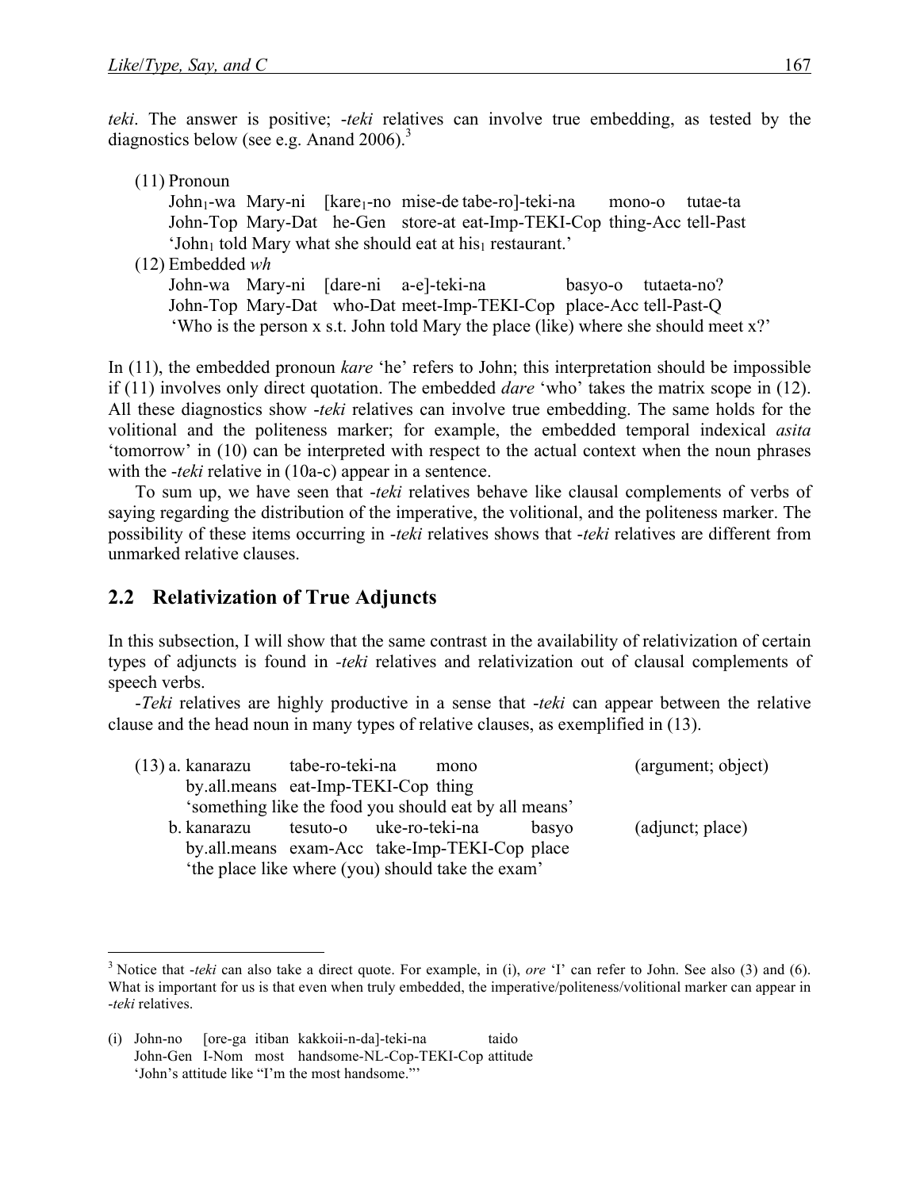*teki*. The answer is positive; *-teki* relatives can involve true embedding, as tested by the diagnostics below (see e.g. Anand 2006).[3]

(11) Pronoun
John₁-wa Mary-ni [kare₁-no mise-de tabe-ro]-teki-na mono-o tutae-ta
John-Top Mary-Dat he-Gen store-at eat-Imp-TEKI-Cop thing-Acc tell-Past
'John₁ told Mary what she should eat at his₁ restaurant.'

(12) Embedded *wh*
John-wa Mary-ni [dare-ni a-e]-teki-na basyo-o tutaeta-no?
John-Top Mary-Dat who-Dat meet-Imp-TEKI-Cop place-Acc tell-Past-Q
'Who is the person x s.t. John told Mary the place (like) where she should meet x?'

In (11), the embedded pronoun *kare* 'he' refers to John; this interpretation should be impossible if (11) involves only direct quotation. The embedded *dare* 'who' takes the matrix scope in (12). All these diagnostics show *-teki* relatives can involve true embedding. The same holds for the volitional and the politeness marker; for example, the embedded temporal indexical *asita* 'tomorrow' in (10) can be interpreted with respect to the actual context when the noun phrases with the *-teki* relative in (10a-c) appear in a sentence.

To sum up, we have seen that *-teki* relatives behave like clausal complements of verbs of saying regarding the distribution of the imperative, the volitional, and the politeness marker. The possibility of these items occurring in *-teki* relatives shows that *-teki* relatives are different from unmarked relative clauses.

## 2.2 Relativization of True Adjuncts

In this subsection, I will show that the same contrast in the availability of relativization of certain types of adjuncts is found in *-teki* relatives and relativization out of clausal complements of speech verbs.

*-Teki* relatives are highly productive in a sense that *-teki* can appear between the relative clause and the head noun in many types of relative clauses, as exemplified in (13).

(13) a. kanarazu tabe-ro-teki-na mono (argument; object)
by.all.means eat-Imp-TEKI-Cop thing
'something like the food you should eat by all means'

b. kanarazu tesuto-o uke-ro-teki-na basyo (adjunct; place)
by.all.means exam-Acc take-Imp-TEKI-Cop place
'the place like where (you) should take the exam'

---

[3] Notice that *-teki* can also take a direct quote. For example, in (i), *ore* 'I' can refer to John. See also (3) and (6). What is important for us is that even when truly embedded, the imperative/politeness/volitional marker can appear in *-teki* relatives.

(i) John-no [ore-ga itiban kakkoii-n-da]-teki-na taido
John-Gen I-Nom most handsome-NL-Cop-TEKI-Cop attitude
'John's attitude like "I'm the most handsome."'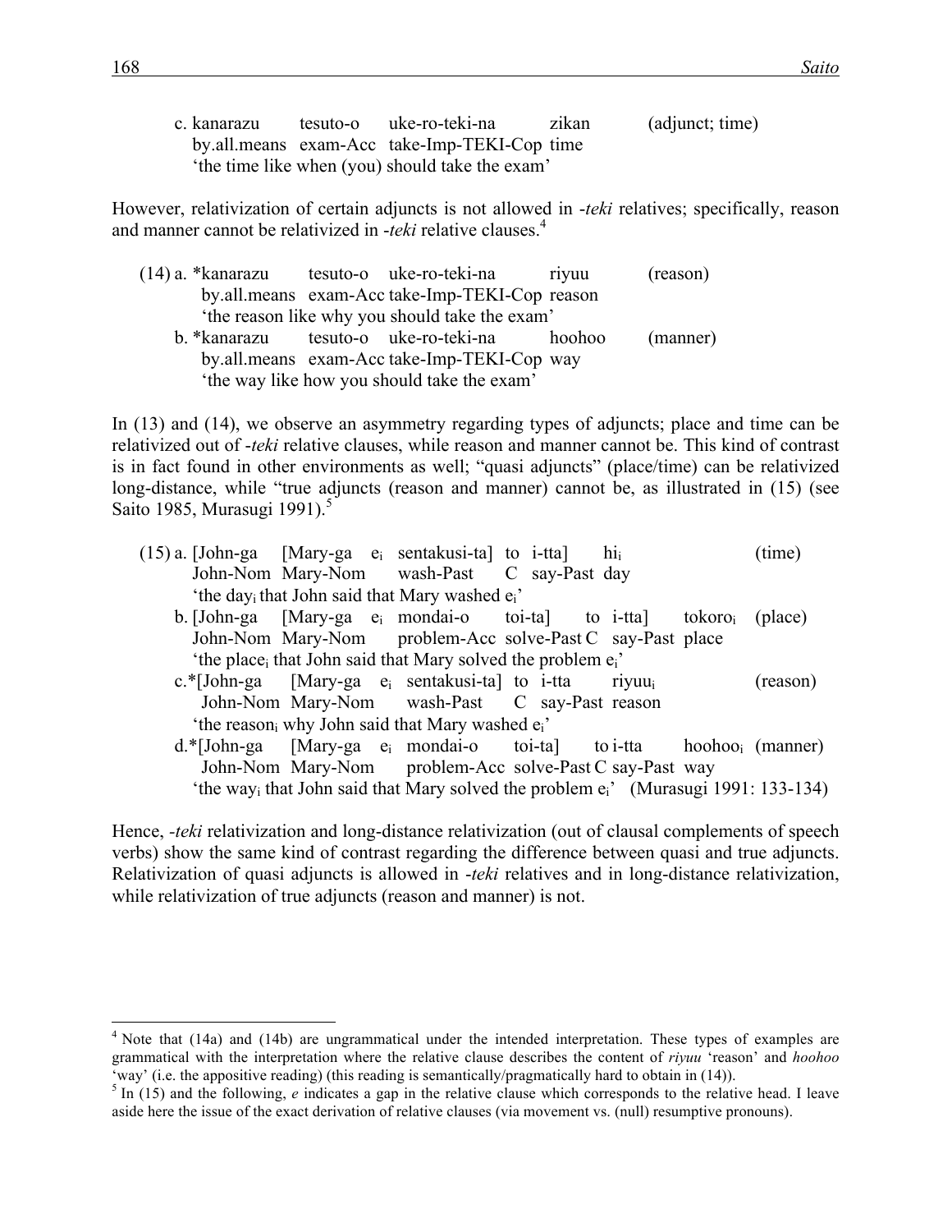c. kanarazu by.all.means tesuto-o exam-Acc uke-ro-teki-na take-Imp-TEKI-Cop zikan time (adjunct; time)
   'the time like when (you) should take the exam'

However, relativization of certain adjuncts is not allowed in *-teki* relatives; specifically, reason and manner cannot be relativized in *-teki* relative clauses.[4]

(14) a. *kanarazu tesuto-o uke-ro-teki-na riyuu (reason)
   by.all.means exam-Acc take-Imp-TEKI-Cop reason
   'the reason like why you should take the exam'

b. *kanarazu tesuto-o uke-ro-teki-na hoohoo (manner)
   by.all.means exam-Acc take-Imp-TEKI-Cop way
   'the way like how you should take the exam'

In (13) and (14), we observe an asymmetry regarding types of adjuncts; place and time can be relativized out of *-teki* relative clauses, while reason and manner cannot be. This kind of contrast is in fact found in other environments as well; "quasi adjuncts" (place/time) can be relativized long-distance, while "true adjuncts (reason and manner) cannot be, as illustrated in (15) (see Saito 1985, Murasugi 1991).[5]

(15) a. [John-ga [Mary-ga $e_i$ sentakusi-ta] to i-tta] $hi_i$ (time)
   John-Nom Mary-Nom wash-Past C say-Past day
   'the $day_i$ that John said that Mary washed $e_i$'

b. [John-ga [Mary-ga $e_i$ mondai-o toi-ta] to i-tta] $tokoro_i$ (place)
   John-Nom Mary-Nom problem-Acc solve-Past C say-Past place
   'the $place_i$ that John said that Mary solved the problem $e_i$'

c.*[John-ga [Mary-ga $e_i$ sentakusi-ta] to i-tta $riyuu_i$ (reason)
   John-Nom Mary-Nom wash-Past C say-Past reason
   'the $reason_i$ why John said that Mary washed $e_i$'

d.*[John-ga [Mary-ga $e_i$ mondai-o toi-ta] to i-tta $hoohoo_i$ (manner)
   John-Nom Mary-Nom problem-Acc solve-Past C say-Past way
   'the $way_i$ that John said that Mary solved the problem $e_i$' (Murasugi 1991: 133-134)

Hence, *-teki* relativization and long-distance relativization (out of clausal complements of speech verbs) show the same kind of contrast regarding the difference between quasi and true adjuncts. Relativization of quasi adjuncts is allowed in *-teki* relatives and in long-distance relativization, while relativization of true adjuncts (reason and manner) is not.

---

[4] Note that (14a) and (14b) are ungrammatical under the intended interpretation. These types of examples are grammatical with the interpretation where the relative clause describes the content of *riyuu* 'reason' and *hoohoo* 'way' (i.e. the appositive reading) (this reading is semantically/pragmatically hard to obtain in (14)).

[5] In (15) and the following, *e* indicates a gap in the relative clause which corresponds to the relative head. I leave aside here the issue of the exact derivation of relative clauses (via movement vs. (null) resumptive pronouns).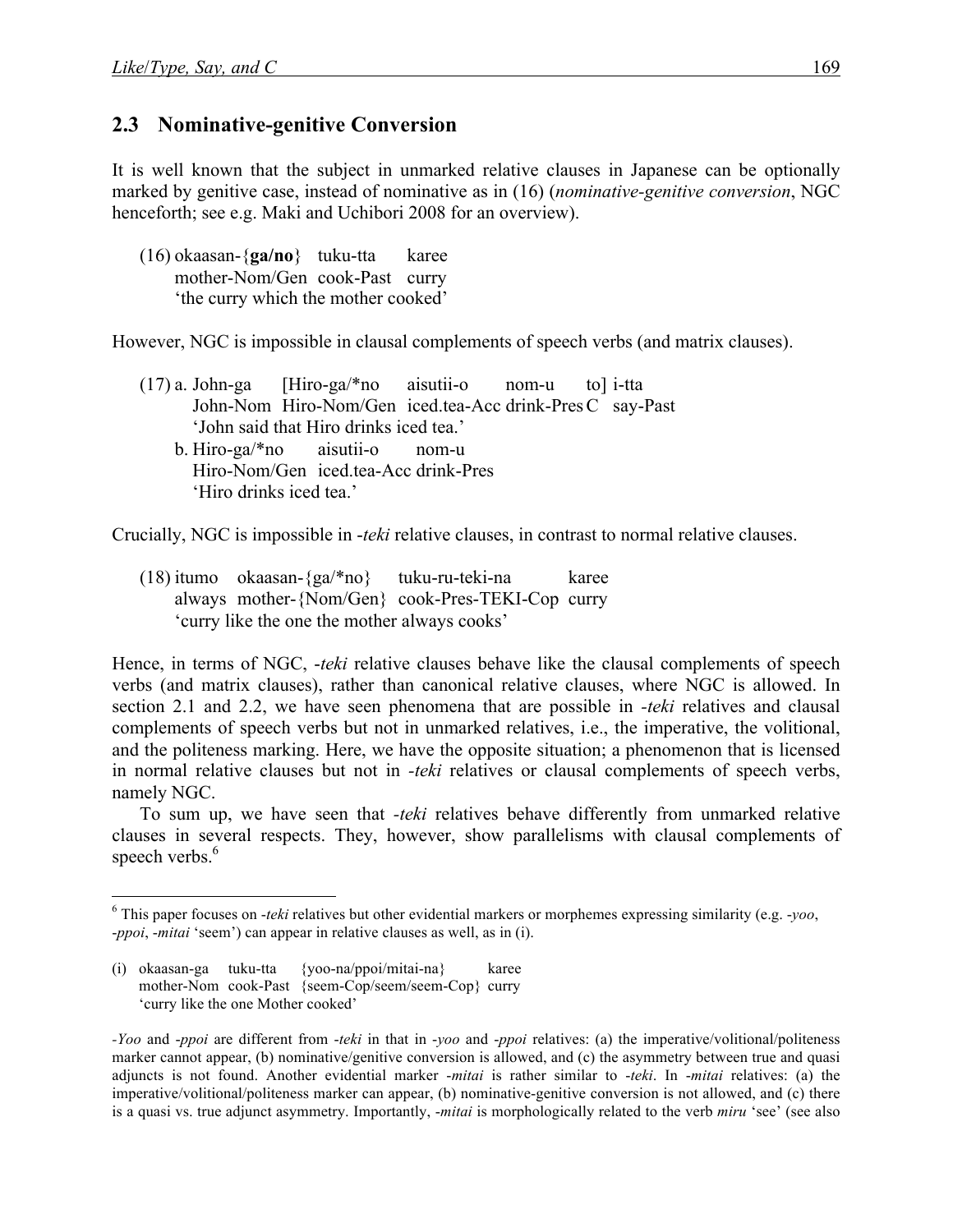## 2.3 Nominative-genitive Conversion

It is well known that the subject in unmarked relative clauses in Japanese can be optionally marked by genitive case, instead of nominative as in (16) (*nominative-genitive conversion*, NGC henceforth; see e.g. Maki and Uchibori 2008 for an overview).

(16) okaasan-{**ga/no**} tuku-tta karee
mother-Nom/Gen cook-Past curry
'the curry which the mother cooked'

However, NGC is impossible in clausal complements of speech verbs (and matrix clauses).

(17) a. John-ga [Hiro-ga/*no aisutii-o nom-u to] i-tta
John-Nom Hiro-Nom/Gen iced.tea-Acc drink-Pres C say-Past
'John said that Hiro drinks iced tea.'
b. Hiro-ga/*no aisutii-o nom-u
Hiro-Nom/Gen iced.tea-Acc drink-Pres
'Hiro drinks iced tea.'

Crucially, NGC is impossible in *-teki* relative clauses, in contrast to normal relative clauses.

(18) itumo okaasan-{ga/*no} tuku-ru-teki-na karee
always mother-{Nom/Gen} cook-Pres-TEKI-Cop curry
'curry like the one the mother always cooks'

Hence, in terms of NGC, *-teki* relative clauses behave like the clausal complements of speech verbs (and matrix clauses), rather than canonical relative clauses, where NGC is allowed. In section 2.1 and 2.2, we have seen phenomena that are possible in *-teki* relatives and clausal complements of speech verbs but not in unmarked relatives, i.e., the imperative, the volitional, and the politeness marking. Here, we have the opposite situation; a phenomenon that is licensed in normal relative clauses but not in *-teki* relatives or clausal complements of speech verbs, namely NGC.

To sum up, we have seen that *-teki* relatives behave differently from unmarked relative clauses in several respects. They, however, show parallelisms with clausal complements of speech verbs.[6]

---

[6] This paper focuses on *-teki* relatives but other evidential markers or morphemes expressing similarity (e.g. *-yoo*, *-ppoi*, *-mitai* 'seem') can appear in relative clauses as well, as in (i).

(i) okaasan-ga tuku-tta {yoo-na/ppoi/mitai-na} karee
mother-Nom cook-Past {seem-Cop/seem/seem-Cop} curry
'curry like the one Mother cooked'

*-Yoo* and *-ppoi* are different from *-teki* in that in *-yoo* and *-ppoi* relatives: (a) the imperative/volitional/politeness marker cannot appear, (b) nominative/genitive conversion is allowed, and (c) the asymmetry between true and quasi adjuncts is not found. Another evidential marker *-mitai* is rather similar to *-teki*. In *-mitai* relatives: (a) the imperative/volitional/politeness marker can appear, (b) nominative-genitive conversion is not allowed, and (c) there is a quasi vs. true adjunct asymmetry. Importantly, *-mitai* is morphologically related to the verb *miru* 'see' (see also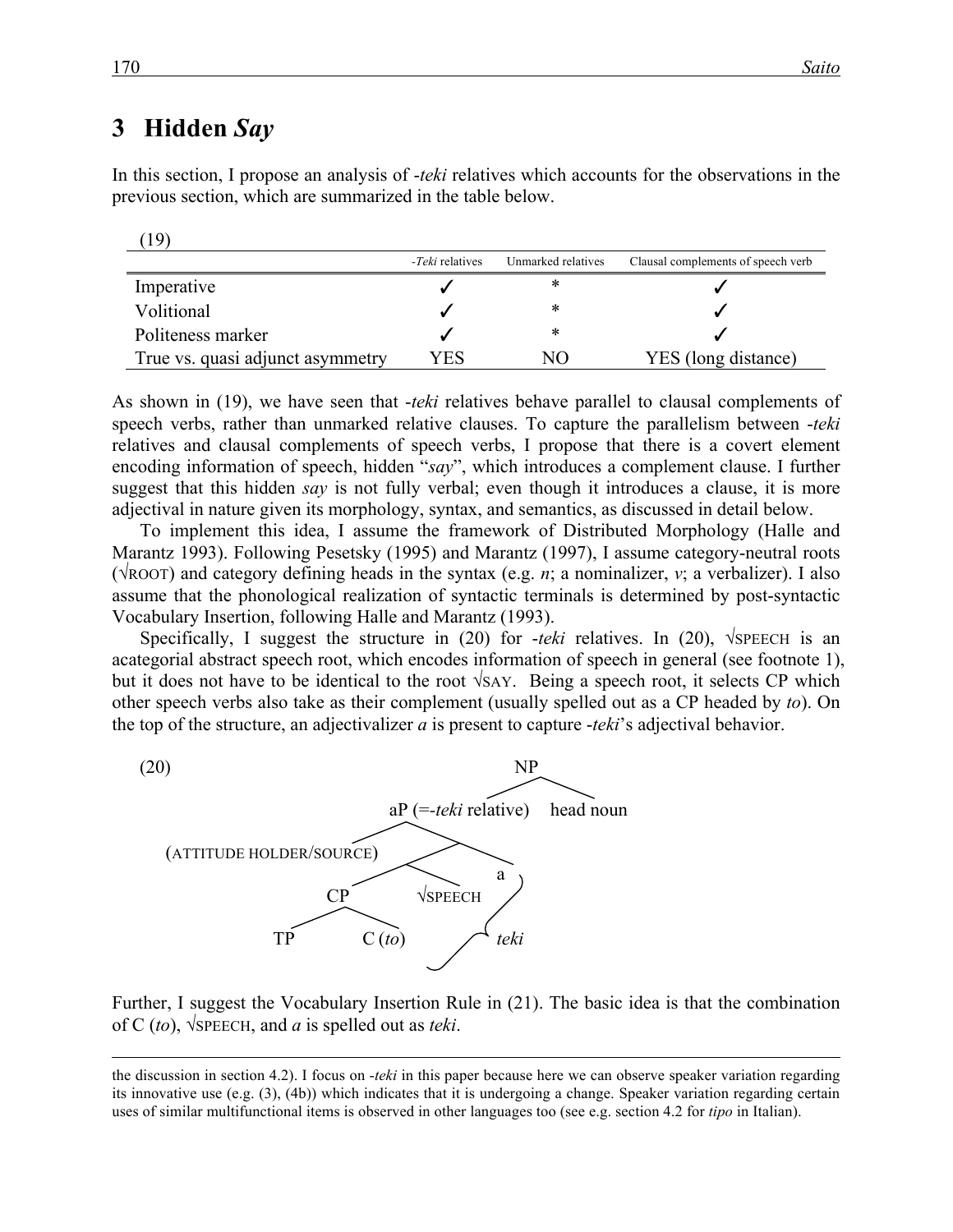## 3 Hidden *Say*

In this section, I propose an analysis of *-teki* relatives which accounts for the observations in the previous section, which are summarized in the table below.

(19)

| | *-Teki* relatives | Unmarked relatives | Clausal complements of speech verb |
|---|---|---|---|
| Imperative | ✓ | * | ✓ |
| Volitional | ✓ | * | ✓ |
| Politeness marker | ✓ | * | ✓ |
| True vs. quasi adjunct asymmetry | YES | NO | YES (long distance) |

As shown in (19), we have seen that *-teki* relatives behave parallel to clausal complements of speech verbs, rather than unmarked relative clauses. To capture the parallelism between *-teki* relatives and clausal complements of speech verbs, I propose that there is a covert element encoding information of speech, hidden "*say*", which introduces a complement clause. I further suggest that this hidden *say* is not fully verbal; even though it introduces a clause, it is more adjectival in nature given its morphology, syntax, and semantics, as discussed in detail below.

To implement this idea, I assume the framework of Distributed Morphology (Halle and Marantz 1993). Following Pesetsky (1995) and Marantz (1997), I assume category-neutral roots (√ROOT) and category defining heads in the syntax (e.g. *n*; a nominalizer, *v*; a verbalizer). I also assume that the phonological realization of syntactic terminals is determined by post-syntactic Vocabulary Insertion, following Halle and Marantz (1993).

Specifically, I suggest the structure in (20) for *-teki* relatives. In (20), √SPEECH is an acategorial abstract speech root, which encodes information of speech in general (see footnote 1), but it does not have to be identical to the root √SAY. Being a speech root, it selects CP which other speech verbs also take as their complement (usually spelled out as a CP headed by *to*). On the top of the structure, an adjectivalizer *a* is present to capture *-teki*'s adjectival behavior.

(20)

```
                         NP
                       /    \
        aP (=-teki relative)  head noun
          /          \
(ATTITUDE HOLDER/SOURCE)  \
                      /     \
                    /   \     a
                  CP   √SPEECH
                 /  \
               TP   C (to)
        [C (to), √SPEECH, a  →  teki]
```

Further, I suggest the Vocabulary Insertion Rule in (21). The basic idea is that the combination of C (*to*), √SPEECH, and *a* is spelled out as *teki*.

the discussion in section 4.2). I focus on *-teki* in this paper because here we can observe speaker variation regarding its innovative use (e.g. (3), (4b)) which indicates that it is undergoing a change. Speaker variation regarding certain uses of similar multifunctional items is observed in other languages too (see e.g. section 4.2 for *tipo* in Italian).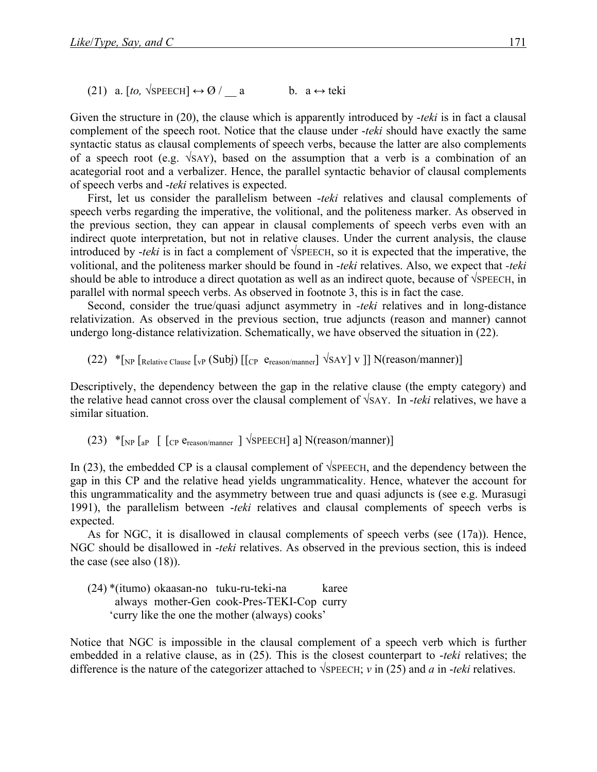(21) a. [*to*, √SPEECH] ↔ Ø / __ a  b. a ↔ teki

Given the structure in (20), the clause which is apparently introduced by -*teki* is in fact a clausal complement of the speech root. Notice that the clause under -*teki* should have exactly the same syntactic status as clausal complements of speech verbs, because the latter are also complements of a speech root (e.g. √SAY), based on the assumption that a verb is a combination of an acategorial root and a verbalizer. Hence, the parallel syntactic behavior of clausal complements of speech verbs and -*teki* relatives is expected.

First, let us consider the parallelism between -*teki* relatives and clausal complements of speech verbs regarding the imperative, the volitional, and the politeness marker. As observed in the previous section, they can appear in clausal complements of speech verbs even with an indirect quote interpretation, but not in relative clauses. Under the current analysis, the clause introduced by -*teki* is in fact a complement of √SPEECH, so it is expected that the imperative, the volitional, and the politeness marker should be found in -*teki* relatives. Also, we expect that -*teki* should be able to introduce a direct quotation as well as an indirect quote, because of √SPEECH, in parallel with normal speech verbs. As observed in footnote 3, this is in fact the case.

Second, consider the true/quasi adjunct asymmetry in -*teki* relatives and in long-distance relativization. As observed in the previous section, true adjuncts (reason and manner) cannot undergo long-distance relativization. Schematically, we have observed the situation in (22).

(22) *[$_{\text{NP}}$ [$_{\text{Relative Clause}}$ [$_{\text{vP}}$ (Subj) [[$_{\text{CP}}$ e$_{\text{reason/manner}}$] √SAY] v ]] N(reason/manner)]

Descriptively, the dependency between the gap in the relative clause (the empty category) and the relative head cannot cross over the clausal complement of √SAY. In -*teki* relatives, we have a similar situation.

(23) *[$_{\text{NP}}$ [$_{\text{aP}}$ [ [$_{\text{CP}}$ e$_{\text{reason/manner}}$ ] √SPEECH] a] N(reason/manner)]

In (23), the embedded CP is a clausal complement of √SPEECH, and the dependency between the gap in this CP and the relative head yields ungrammaticality. Hence, whatever the account for this ungrammaticality and the asymmetry between true and quasi adjuncts is (see e.g. Murasugi 1991), the parallelism between -*teki* relatives and clausal complements of speech verbs is expected.

As for NGC, it is disallowed in clausal complements of speech verbs (see (17a)). Hence, NGC should be disallowed in -*teki* relatives. As observed in the previous section, this is indeed the case (see also (18)).

(24) *(itumo) okaasan-no tuku-ru-teki-na karee
  always mother-Gen cook-Pres-TEKI-Cop curry
  'curry like the one the mother (always) cooks'

Notice that NGC is impossible in the clausal complement of a speech verb which is further embedded in a relative clause, as in (25). This is the closest counterpart to -*teki* relatives; the difference is the nature of the categorizer attached to √SPEECH; *v* in (25) and *a* in -*teki* relatives.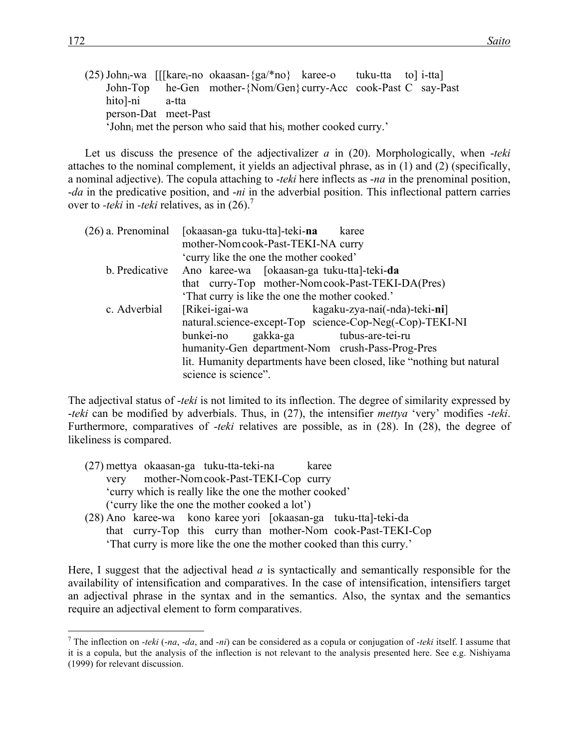(25) John$_i$-wa [[[kare$_i$-no okaasan-{ga/*no} karee-o tuku-tta to] i-tta]
John-Top he-Gen mother-{Nom/Gen} curry-Acc cook-Past C say-Past
hito]-ni a-tta
person-Dat meet-Past
'John$_i$ met the person who said that his$_i$ mother cooked curry.'

Let us discuss the presence of the adjectivalizer *a* in (20). Morphologically, when *-teki* attaches to the nominal complement, it yields an adjectival phrase, as in (1) and (2) (specifically, a nominal adjective). The copula attaching to *-teki* here inflects as *-na* in the prenominal position, *-da* in the predicative position, and *-ni* in the adverbial position. This inflectional pattern carries over to *-teki* in *-teki* relatives, as in (26).[7]

(26) a. Prenominal [okaasan-ga tuku-tta]-teki-**na** karee
mother-Nom cook-Past-TEKI-NA curry
'curry like the one the mother cooked'

b. Predicative Ano karee-wa [okaasan-ga tuku-tta]-teki-**da**
that curry-Top mother-Nom cook-Past-TEKI-DA(Pres)
'That curry is like the one the mother cooked.'

c. Adverbial [Rikei-igai-wa kagaku-zya-nai(-nda)-teki-**ni**]
natural.science-except-Top science-Cop-Neg(-Cop)-TEKI-NI
bunkei-no gakka-ga tubus-are-tei-ru
humanity-Gen department-Nom crush-Pass-Prog-Pres
lit. Humanity departments have been closed, like "nothing but natural science is science".

The adjectival status of *-teki* is not limited to its inflection. The degree of similarity expressed by *-teki* can be modified by adverbials. Thus, in (27), the intensifier *mettya* 'very' modifies *-teki*. Furthermore, comparatives of *-teki* relatives are possible, as in (28). In (28), the degree of likeliness is compared.

(27) mettya okaasan-ga tuku-tta-teki-na karee
very mother-Nom cook-Past-TEKI-Cop curry
'curry which is really like the one the mother cooked'
('curry like the one the mother cooked a lot')

(28) Ano karee-wa kono karee yori [okaasan-ga tuku-tta]-teki-da
that curry-Top this curry than mother-Nom cook-Past-TEKI-Cop
'That curry is more like the one the mother cooked than this curry.'

Here, I suggest that the adjectival head *a* is syntactically and semantically responsible for the availability of intensification and comparatives. In the case of intensification, intensifiers target an adjectival phrase in the syntax and in the semantics. Also, the syntax and the semantics require an adjectival element to form comparatives.

---

[7] The inflection on *-teki* (*-na*, *-da*, and *-ni*) can be considered as a copula or conjugation of *-teki* itself. I assume that it is a copula, but the analysis of the inflection is not relevant to the analysis presented here. See e.g. Nishiyama (1999) for relevant discussion.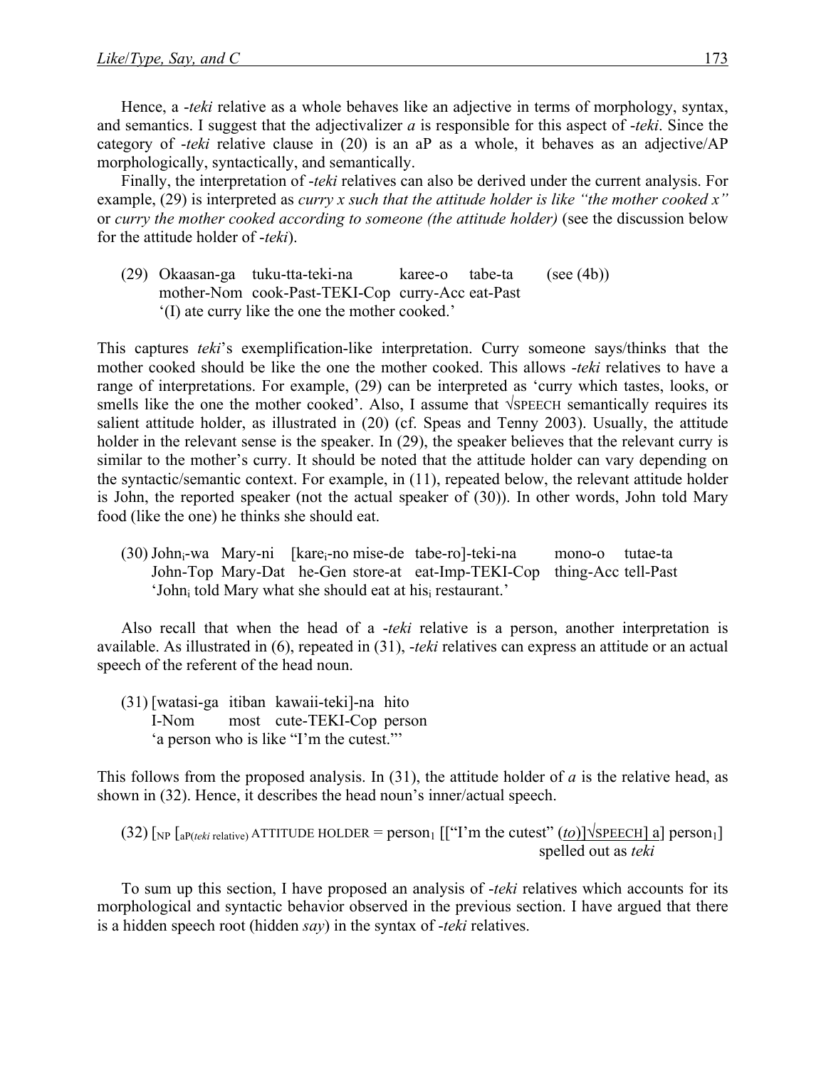Hence, a *-teki* relative as a whole behaves like an adjective in terms of morphology, syntax, and semantics. I suggest that the adjectivalizer *a* is responsible for this aspect of *-teki*. Since the category of *-teki* relative clause in (20) is an aP as a whole, it behaves as an adjective/AP morphologically, syntactically, and semantically.

Finally, the interpretation of *-teki* relatives can also be derived under the current analysis. For example, (29) is interpreted as *curry x such that the attitude holder is like "the mother cooked x"* or *curry the mother cooked according to someone (the attitude holder)* (see the discussion below for the attitude holder of *-teki*).

(29) Okaasan-ga tuku-tta-teki-na karee-o tabe-ta (see (4b))
     mother-Nom cook-Past-TEKI-Cop curry-Acc eat-Past
     '(I) ate curry like the one the mother cooked.'

This captures *teki*'s exemplification-like interpretation. Curry someone says/thinks that the mother cooked should be like the one the mother cooked. This allows *-teki* relatives to have a range of interpretations. For example, (29) can be interpreted as 'curry which tastes, looks, or smells like the one the mother cooked'. Also, I assume that √SPEECH semantically requires its salient attitude holder, as illustrated in (20) (cf. Speas and Tenny 2003). Usually, the attitude holder in the relevant sense is the speaker. In (29), the speaker believes that the relevant curry is similar to the mother's curry. It should be noted that the attitude holder can vary depending on the syntactic/semantic context. For example, in (11), repeated below, the relevant attitude holder is John, the reported speaker (not the actual speaker of (30)). In other words, John told Mary food (like the one) he thinks she should eat.

(30) John$_i$-wa Mary-ni [kare$_i$-no mise-de tabe-ro]-teki-na mono-o tutae-ta
     John-Top Mary-Dat he-Gen store-at eat-Imp-TEKI-Cop thing-Acc tell-Past
     'John$_i$ told Mary what she should eat at his$_i$ restaurant.'

Also recall that when the head of a *-teki* relative is a person, another interpretation is available. As illustrated in (6), repeated in (31), *-teki* relatives can express an attitude or an actual speech of the referent of the head noun.

(31) [watasi-ga itiban kawaii-teki]-na hito
     I-Nom most cute-TEKI-Cop person
     'a person who is like "I'm the cutest."'

This follows from the proposed analysis. In (31), the attitude holder of *a* is the relative head, as shown in (32). Hence, it describes the head noun's inner/actual speech.

(32) [$_{NP}$ [$_{aP(teki\ relative)}$ ATTITUDE HOLDER = person$_1$ [["I'm the cutest" (<u>*to*</u>)]<u>√SPEECH] a</u>] person$_1$]
     spelled out as *teki*

To sum up this section, I have proposed an analysis of *-teki* relatives which accounts for its morphological and syntactic behavior observed in the previous section. I have argued that there is a hidden speech root (hidden *say*) in the syntax of *-teki* relatives.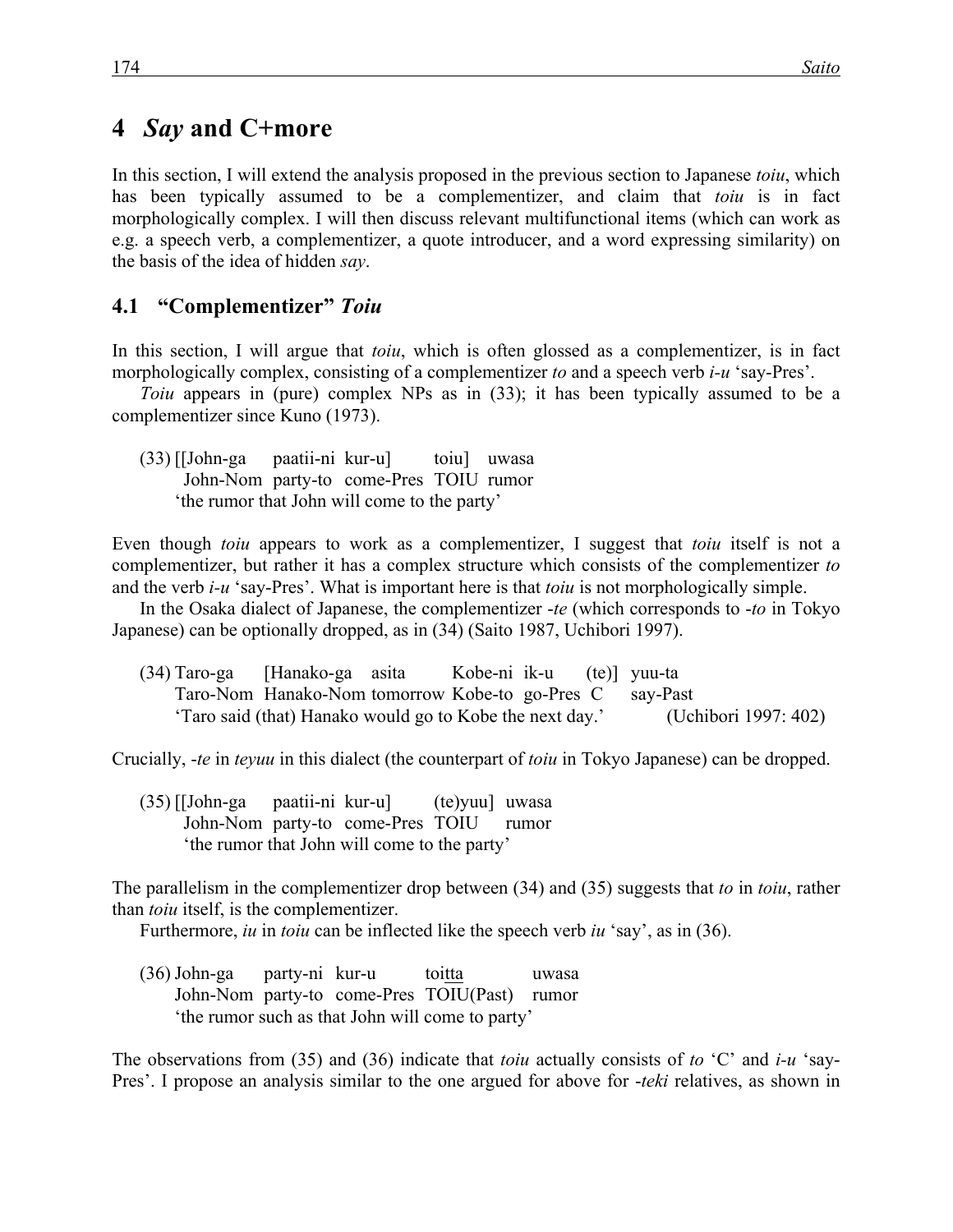## 4 *Say* and C+more

In this section, I will extend the analysis proposed in the previous section to Japanese *toiu*, which has been typically assumed to be a complementizer, and claim that *toiu* is in fact morphologically complex. I will then discuss relevant multifunctional items (which can work as e.g. a speech verb, a complementizer, a quote introducer, and a word expressing similarity) on the basis of the idea of hidden *say*.

### 4.1 "Complementizer" *Toiu*

In this section, I will argue that *toiu*, which is often glossed as a complementizer, is in fact morphologically complex, consisting of a complementizer *to* and a speech verb *i-u* 'say-Pres'.

*Toiu* appears in (pure) complex NPs as in (33); it has been typically assumed to be a complementizer since Kuno (1973).

(33) [[John-ga paatii-ni kur-u] toiu] uwasa
John-Nom party-to come-Pres TOIU rumor
'the rumor that John will come to the party'

Even though *toiu* appears to work as a complementizer, I suggest that *toiu* itself is not a complementizer, but rather it has a complex structure which consists of the complementizer *to* and the verb *i-u* 'say-Pres'. What is important here is that *toiu* is not morphologically simple.

In the Osaka dialect of Japanese, the complementizer -*te* (which corresponds to -*to* in Tokyo Japanese) can be optionally dropped, as in (34) (Saito 1987, Uchibori 1997).

(34) Taro-ga [Hanako-ga asita Kobe-ni ik-u (te)] yuu-ta
Taro-Nom Hanako-Nom tomorrow Kobe-to go-Pres C say-Past
'Taro said (that) Hanako would go to Kobe the next day.' (Uchibori 1997: 402)

Crucially, -*te* in *teyuu* in this dialect (the counterpart of *toiu* in Tokyo Japanese) can be dropped.

(35) [[John-ga paatii-ni kur-u] (te)yuu] uwasa
John-Nom party-to come-Pres TOIU rumor
'the rumor that John will come to the party'

The parallelism in the complementizer drop between (34) and (35) suggests that *to* in *toiu*, rather than *toiu* itself, is the complementizer.

Furthermore, *iu* in *toiu* can be inflected like the speech verb *iu* 'say', as in (36).

(36) John-ga party-ni kur-u toitta uwasa
John-Nom party-to come-Pres TOIU(Past) rumor
'the rumor such as that John will come to party'

The observations from (35) and (36) indicate that *toiu* actually consists of *to* 'C' and *i-u* 'say-Pres'. I propose an analysis similar to the one argued for above for -*teki* relatives, as shown in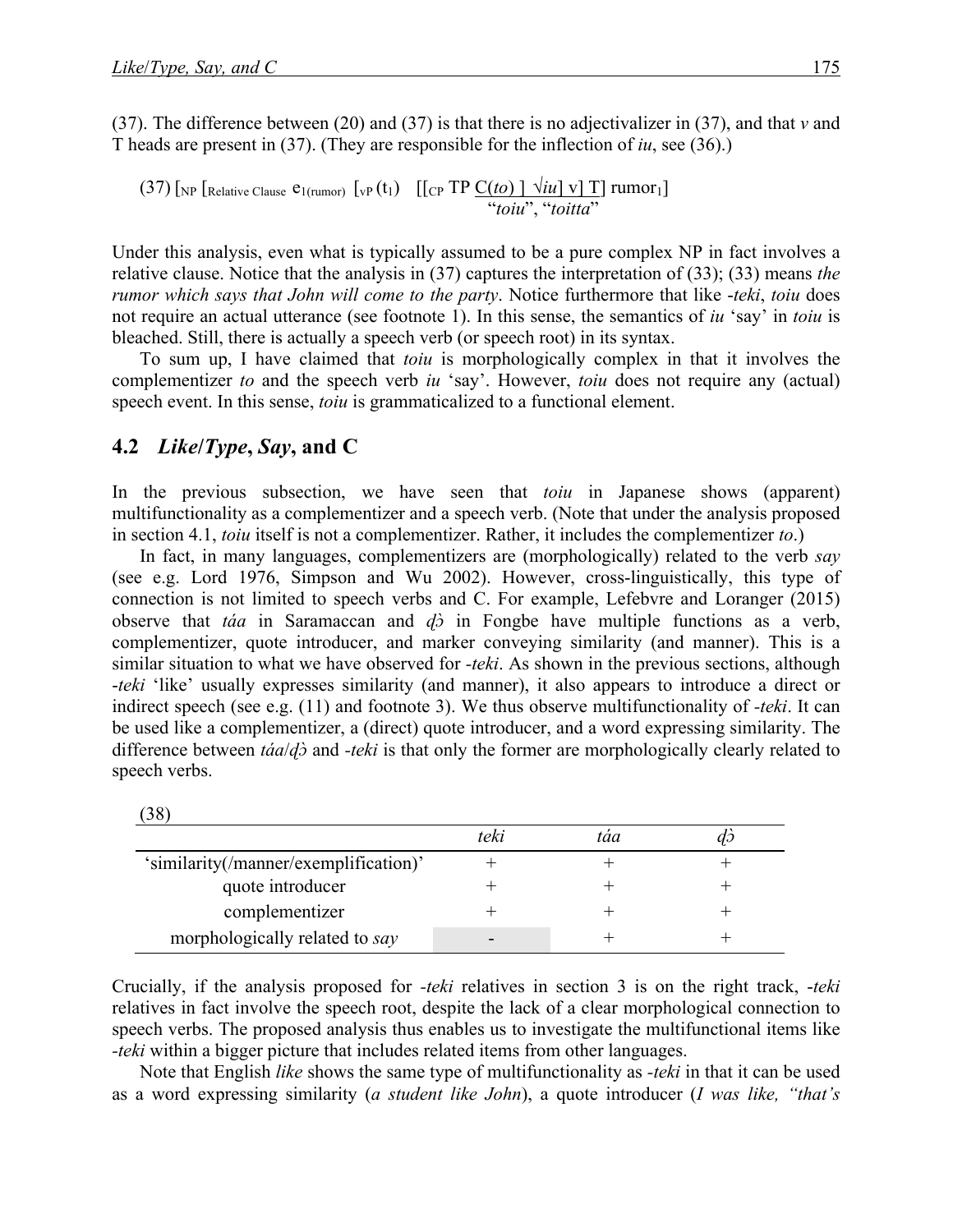(37). The difference between (20) and (37) is that there is no adjectivalizer in (37), and that *v* and T heads are present in (37). (They are responsible for the inflection of *iu*, see (36).)

(37) [$_{\text{NP}}$ [$_{\text{Relative Clause}}$ $e_{1(\text{rumor})}$ [$_{\text{vP}}$ ($t_1$) [[$_{\text{CP}}$ TP C(*to*) ] √*iu*] v] T] rumor$_1$]
"*toiu*", "*toitta*"

Under this analysis, even what is typically assumed to be a pure complex NP in fact involves a relative clause. Notice that the analysis in (37) captures the interpretation of (33); (33) means *the rumor which says that John will come to the party*. Notice furthermore that like *-teki*, *toiu* does not require an actual utterance (see footnote 1). In this sense, the semantics of *iu* 'say' in *toiu* is bleached. Still, there is actually a speech verb (or speech root) in its syntax.

To sum up, I have claimed that *toiu* is morphologically complex in that it involves the complementizer *to* and the speech verb *iu* 'say'. However, *toiu* does not require any (actual) speech event. In this sense, *toiu* is grammaticalized to a functional element.

## 4.2 *Like/Type*, *Say*, and C

In the previous subsection, we have seen that *toiu* in Japanese shows (apparent) multifunctionality as a complementizer and a speech verb. (Note that under the analysis proposed in section 4.1, *toiu* itself is not a complementizer. Rather, it includes the complementizer *to*.)

In fact, in many languages, complementizers are (morphologically) related to the verb *say* (see e.g. Lord 1976, Simpson and Wu 2002). However, cross-linguistically, this type of connection is not limited to speech verbs and C. For example, Lefebvre and Loranger (2015) observe that *táa* in Saramaccan and *ɖɔ̀* in Fongbe have multiple functions as a verb, complementizer, quote introducer, and marker conveying similarity (and manner). This is a similar situation to what we have observed for *-teki*. As shown in the previous sections, although *-teki* 'like' usually expresses similarity (and manner), it also appears to introduce a direct or indirect speech (see e.g. (11) and footnote 3). We thus observe multifunctionality of *-teki*. It can be used like a complementizer, a (direct) quote introducer, and a word expressing similarity. The difference between *táa*/*ɖɔ̀* and *-teki* is that only the former are morphologically clearly related to speech verbs.

(38)

| | *teki* | *táa* | *ɖɔ̀* |
|---|---|---|---|
| 'similarity(/manner/exemplification)' | + | + | + |
| quote introducer | + | + | + |
| complementizer | + | + | + |
| morphologically related to *say* | - | + | + |

Crucially, if the analysis proposed for *-teki* relatives in section 3 is on the right track, *-teki* relatives in fact involve the speech root, despite the lack of a clear morphological connection to speech verbs. The proposed analysis thus enables us to investigate the multifunctional items like *-teki* within a bigger picture that includes related items from other languages.

Note that English *like* shows the same type of multifunctionality as *-teki* in that it can be used as a word expressing similarity (*a student like John*), a quote introducer (*I was like, "that's*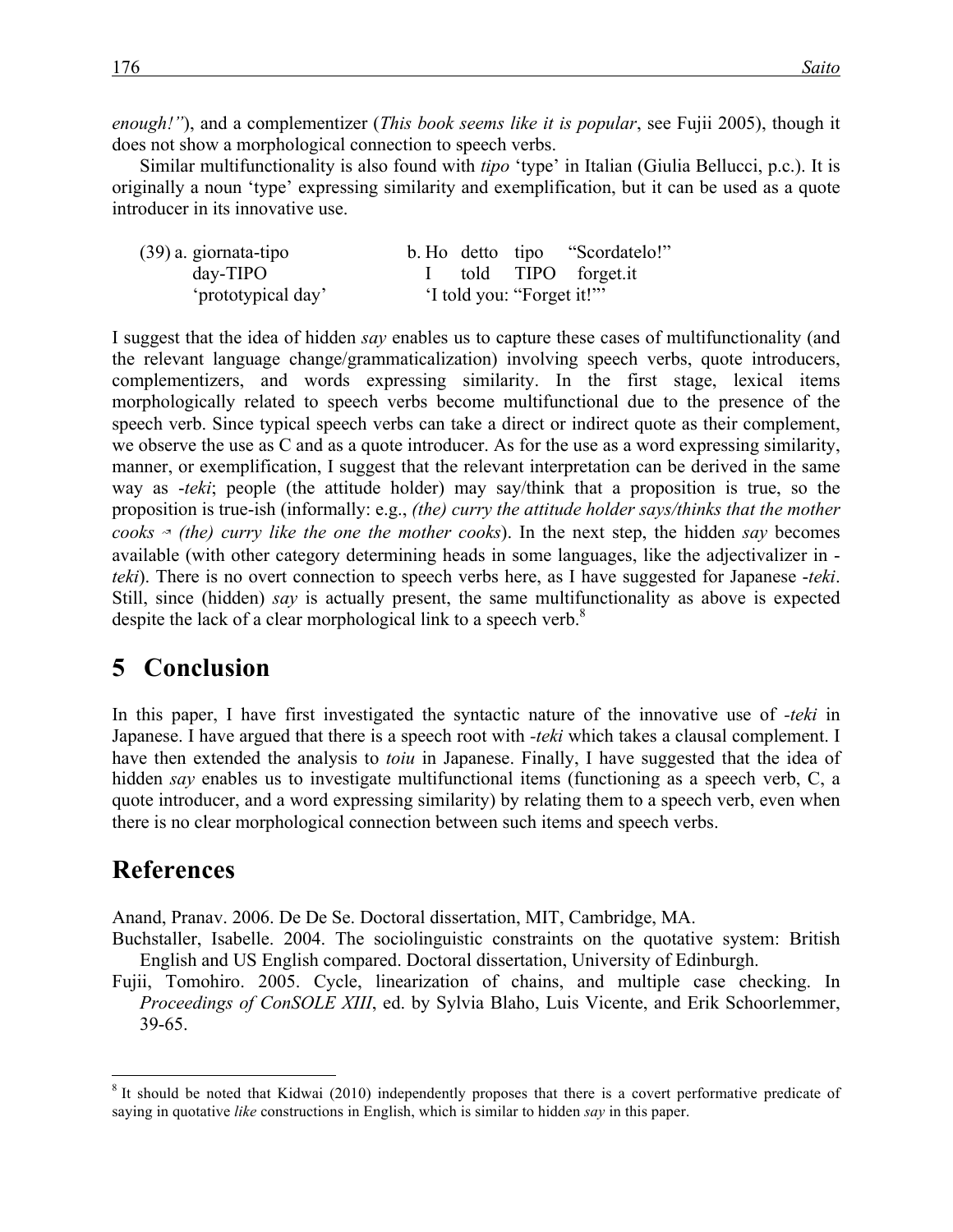*enough!"*), and a complementizer (*This book seems like it is popular*, see Fujii 2005), though it does not show a morphological connection to speech verbs.

Similar multifunctionality is also found with *tipo* 'type' in Italian (Giulia Bellucci, p.c.). It is originally a noun 'type' expressing similarity and exemplification, but it can be used as a quote introducer in its innovative use.

(39) a. giornata-tipo
　　day-TIPO
　　'prototypical day'

　b. Ho detto tipo "Scordatelo!"
　　I told TIPO forget.it
　　'I told you: "Forget it!"'

I suggest that the idea of hidden *say* enables us to capture these cases of multifunctionality (and the relevant language change/grammaticalization) involving speech verbs, quote introducers, complementizers, and words expressing similarity. In the first stage, lexical items morphologically related to speech verbs become multifunctional due to the presence of the speech verb. Since typical speech verbs can take a direct or indirect quote as their complement, we observe the use as C and as a quote introducer. As for the use as a word expressing similarity, manner, or exemplification, I suggest that the relevant interpretation can be derived in the same way as *-teki*; people (the attitude holder) may say/think that a proposition is true, so the proposition is true-ish (informally: e.g., *(the) curry the attitude holder says/thinks that the mother cooks* ⇝ *(the) curry like the one the mother cooks*). In the next step, the hidden *say* becomes available (with other category determining heads in some languages, like the adjectivalizer in *-teki*). There is no overt connection to speech verbs here, as I have suggested for Japanese *-teki*. Still, since (hidden) *say* is actually present, the same multifunctionality as above is expected despite the lack of a clear morphological link to a speech verb.[8]

# 5 Conclusion

In this paper, I have first investigated the syntactic nature of the innovative use of *-teki* in Japanese. I have argued that there is a speech root with *-teki* which takes a clausal complement. I have then extended the analysis to *toiu* in Japanese. Finally, I have suggested that the idea of hidden *say* enables us to investigate multifunctional items (functioning as a speech verb, C, a quote introducer, and a word expressing similarity) by relating them to a speech verb, even when there is no clear morphological connection between such items and speech verbs.

# References

Anand, Pranav. 2006. De De Se. Doctoral dissertation, MIT, Cambridge, MA.

Buchstaller, Isabelle. 2004. The sociolinguistic constraints on the quotative system: British English and US English compared. Doctoral dissertation, University of Edinburgh.

Fujii, Tomohiro. 2005. Cycle, linearization of chains, and multiple case checking. In *Proceedings of ConSOLE XIII*, ed. by Sylvia Blaho, Luis Vicente, and Erik Schoorlemmer, 39-65.

[8] It should be noted that Kidwai (2010) independently proposes that there is a covert performative predicate of saying in quotative *like* constructions in English, which is similar to hidden *say* in this paper.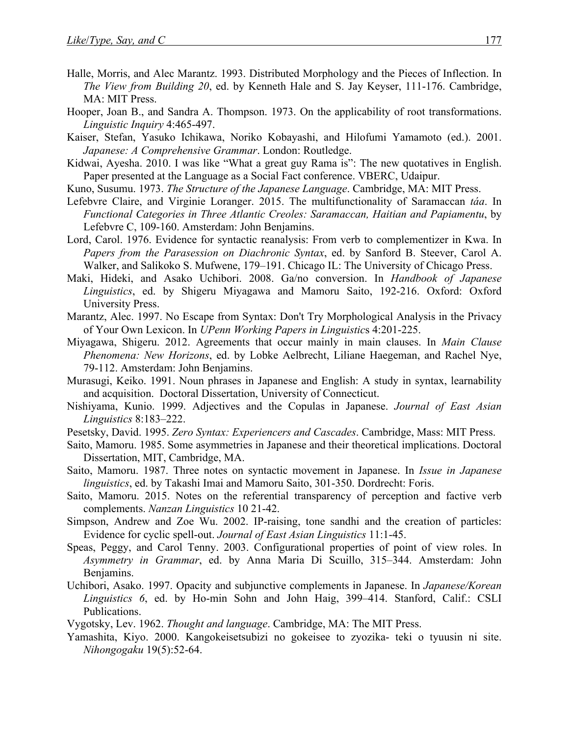Halle, Morris, and Alec Marantz. 1993. Distributed Morphology and the Pieces of Inflection. In *The View from Building 20*, ed. by Kenneth Hale and S. Jay Keyser, 111-176. Cambridge, MA: MIT Press.

Hooper, Joan B., and Sandra A. Thompson. 1973. On the applicability of root transformations. *Linguistic Inquiry* 4:465-497.

Kaiser, Stefan, Yasuko Ichikawa, Noriko Kobayashi, and Hilofumi Yamamoto (ed.). 2001. *Japanese: A Comprehensive Grammar*. London: Routledge.

Kidwai, Ayesha. 2010. I was like "What a great guy Rama is": The new quotatives in English. Paper presented at the Language as a Social Fact conference. VBERC, Udaipur.

Kuno, Susumu. 1973. *The Structure of the Japanese Language*. Cambridge, MA: MIT Press.

Lefebvre Claire, and Virginie Loranger. 2015. The multifunctionality of Saramaccan *táa*. In *Functional Categories in Three Atlantic Creoles: Saramaccan, Haitian and Papiamentu*, by Lefebvre C, 109-160. Amsterdam: John Benjamins.

Lord, Carol. 1976. Evidence for syntactic reanalysis: From verb to complementizer in Kwa. In *Papers from the Parasession on Diachronic Syntax*, ed. by Sanford B. Steever, Carol A. Walker, and Salikoko S. Mufwene, 179–191. Chicago IL: The University of Chicago Press.

Maki, Hideki, and Asako Uchibori. 2008. Ga/no conversion. In *Handbook of Japanese Linguistics*, ed. by Shigeru Miyagawa and Mamoru Saito, 192-216. Oxford: Oxford University Press.

Marantz, Alec. 1997. No Escape from Syntax: Don't Try Morphological Analysis in the Privacy of Your Own Lexicon. In *UPenn Working Papers in Linguistic*s 4:201-225.

Miyagawa, Shigeru. 2012. Agreements that occur mainly in main clauses. In *Main Clause Phenomena: New Horizons*, ed. by Lobke Aelbrecht, Liliane Haegeman, and Rachel Nye, 79-112. Amsterdam: John Benjamins.

Murasugi, Keiko. 1991. Noun phrases in Japanese and English: A study in syntax, learnability and acquisition. Doctoral Dissertation, University of Connecticut.

Nishiyama, Kunio. 1999. Adjectives and the Copulas in Japanese. *Journal of East Asian Linguistics* 8:183–222.

Pesetsky, David. 1995. *Zero Syntax: Experiencers and Cascades*. Cambridge, Mass: MIT Press.

Saito, Mamoru. 1985. Some asymmetries in Japanese and their theoretical implications. Doctoral Dissertation, MIT, Cambridge, MA.

Saito, Mamoru. 1987. Three notes on syntactic movement in Japanese. In *Issue in Japanese linguistics*, ed. by Takashi Imai and Mamoru Saito, 301-350. Dordrecht: Foris.

Saito, Mamoru. 2015. Notes on the referential transparency of perception and factive verb complements. *Nanzan Linguistics* 10 21-42.

Simpson, Andrew and Zoe Wu. 2002. IP-raising, tone sandhi and the creation of particles: Evidence for cyclic spell-out. *Journal of East Asian Linguistics* 11:1-45.

Speas, Peggy, and Carol Tenny. 2003. Configurational properties of point of view roles. In *Asymmetry in Grammar*, ed. by Anna Maria Di Scuillo, 315–344. Amsterdam: John Benjamins.

Uchibori, Asako. 1997. Opacity and subjunctive complements in Japanese. In *Japanese/Korean Linguistics 6*, ed. by Ho-min Sohn and John Haig, 399–414. Stanford, Calif.: CSLI Publications.

Vygotsky, Lev. 1962. *Thought and language*. Cambridge, MA: The MIT Press.

Yamashita, Kiyo. 2000. Kangokeisetsubizi no gokeisee to zyozika- teki o tyuusin ni site. *Nihongogaku* 19(5):52-64.